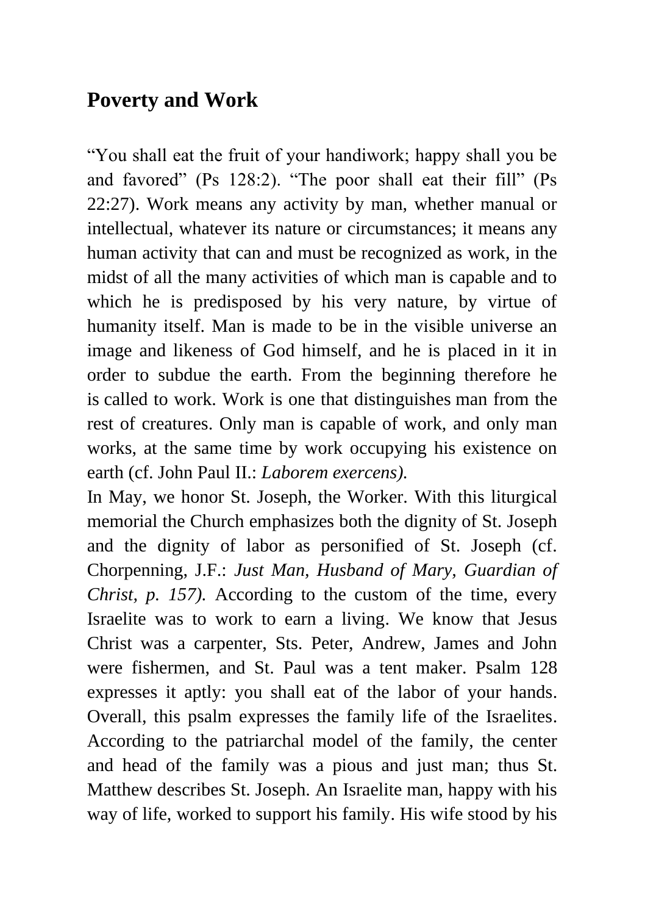## Poverty and Work

"You shall eat the fruit of your handiwork; happy shall you be and favored" (Ps 128:2). "The poor shall eat their fill" (Ps 22:27). Work means any activity by man, whether manual or intellectual, whatever its nature or circumstances; it means any human activity that can and must be recognized as work, in the midst of all the many activities of which man is capable and to which he is predisposed by his very nature, by virtue of humanity itself. Man is made to be in the visible universe an image and likeness of God himself, and he is placed in it in order to subdue the earth. From the beginning therefore he is called to work. Work is one that distinguishes man from the rest of creatures. Only man is capable of work, and only man works, at the same time by work occupying his existence on earth (cf. John Paul II.: *Laborem exercens).*
In May, we honor St. Joseph, the Worker. With this liturgical memorial the Church emphasizes both the dignity of St. Joseph and the dignity of labor as personified of St. Joseph (cf. Chorpenning, J.F.: *Just Man, Husband of Mary, Guardian of Christ, p. 157).* According to the custom of the time, every Israelite was to work to earn a living. We know that Jesus Christ was a carpenter, Sts. Peter, Andrew, James and John were fishermen, and St. Paul was a tent maker. Psalm 128 expresses it aptly: you shall eat of the labor of your hands. Overall, this psalm expresses the family life of the Israelites. According to the patriarchal model of the family, the center and head of the family was a pious and just man; thus St. Matthew describes St. Joseph. An Israelite man, happy with his way of life, worked to support his family. His wife stood by his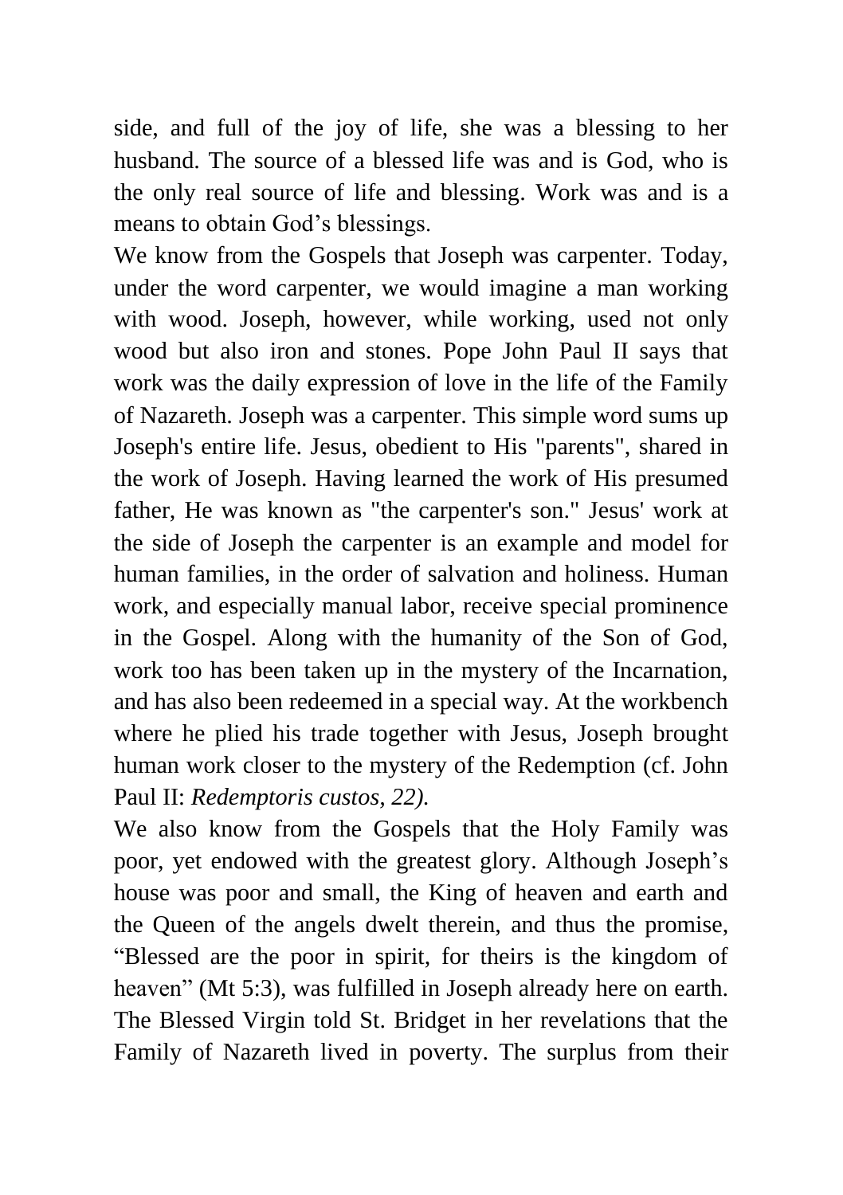side, and full of the joy of life, she was a blessing to her husband. The source of a blessed life was and is God, who is the only real source of life and blessing. Work was and is a means to obtain God's blessings.

We know from the Gospels that Joseph was carpenter. Today, under the word carpenter, we would imagine a man working with wood. Joseph, however, while working, used not only wood but also iron and stones. Pope John Paul II says that work was the daily expression of love in the life of the Family of Nazareth. Joseph was a carpenter. This simple word sums up Joseph's entire life. Jesus, obedient to His "parents", shared in the work of Joseph. Having learned the work of His presumed father, He was known as "the carpenter's son." Jesus' work at the side of Joseph the carpenter is an example and model for human families, in the order of salvation and holiness. Human work, and especially manual labor, receive special prominence in the Gospel. Along with the humanity of the Son of God, work too has been taken up in the mystery of the Incarnation, and has also been redeemed in a special way. At the workbench where he plied his trade together with Jesus, Joseph brought human work closer to the mystery of the Redemption (cf. John Paul II: *Redemptoris custos, 22).*

We also know from the Gospels that the Holy Family was poor, yet endowed with the greatest glory. Although Joseph's house was poor and small, the King of heaven and earth and the Queen of the angels dwelt therein, and thus the promise, "Blessed are the poor in spirit, for theirs is the kingdom of heaven" (Mt 5:3), was fulfilled in Joseph already here on earth. The Blessed Virgin told St. Bridget in her revelations that the Family of Nazareth lived in poverty. The surplus from their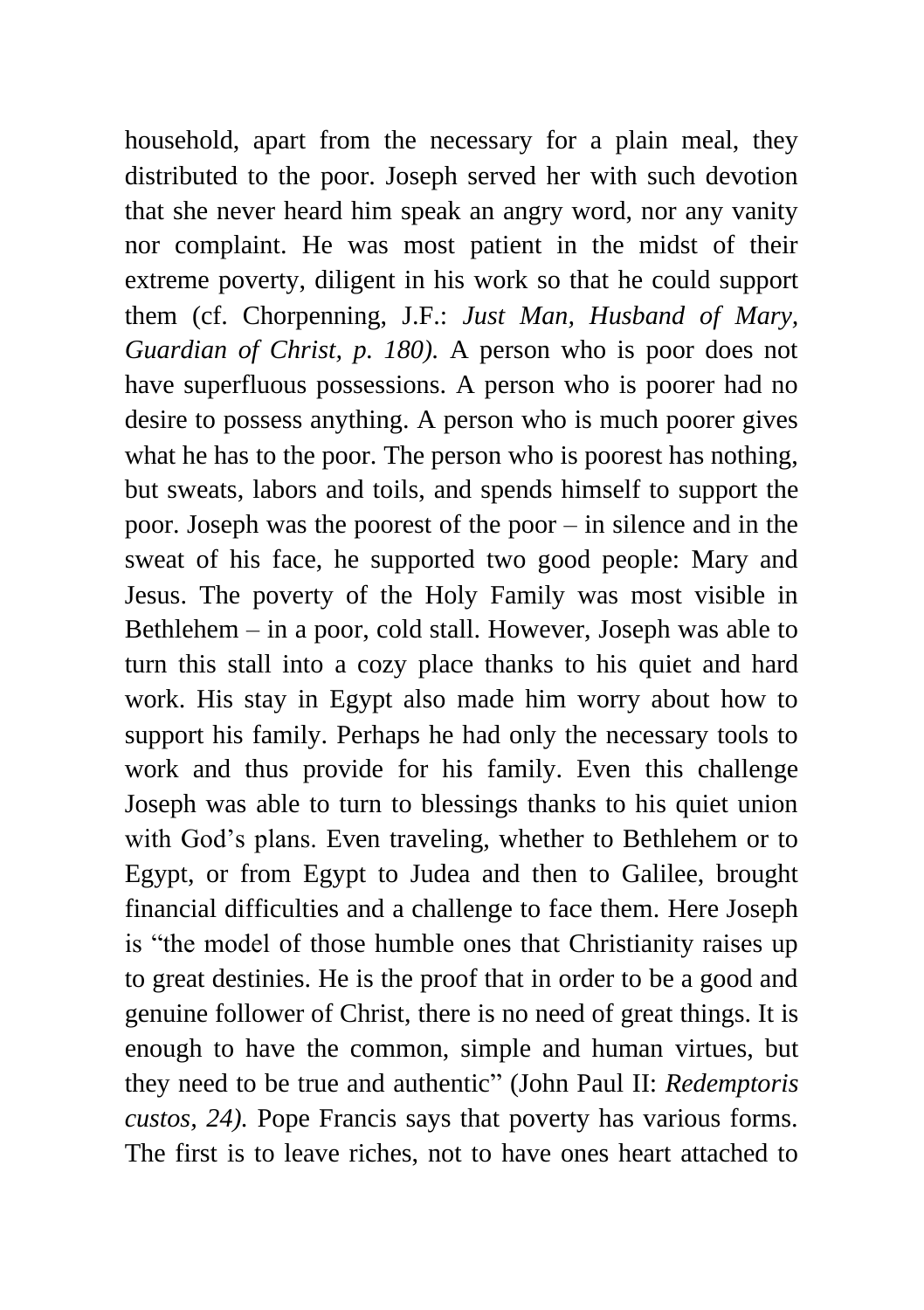household, apart from the necessary for a plain meal, they distributed to the poor. Joseph served her with such devotion that she never heard him speak an angry word, nor any vanity nor complaint. He was most patient in the midst of their extreme poverty, diligent in his work so that he could support them (cf. Chorpenning, J.F.: *Just Man, Husband of Mary, Guardian of Christ, p. 180).* A person who is poor does not have superfluous possessions. A person who is poorer had no desire to possess anything. A person who is much poorer gives what he has to the poor. The person who is poorest has nothing, but sweats, labors and toils, and spends himself to support the poor. Joseph was the poorest of the poor – in silence and in the sweat of his face, he supported two good people: Mary and Jesus. The poverty of the Holy Family was most visible in Bethlehem – in a poor, cold stall. However, Joseph was able to turn this stall into a cozy place thanks to his quiet and hard work. His stay in Egypt also made him worry about how to support his family. Perhaps he had only the necessary tools to work and thus provide for his family. Even this challenge Joseph was able to turn to blessings thanks to his quiet union with God's plans. Even traveling, whether to Bethlehem or to Egypt, or from Egypt to Judea and then to Galilee, brought financial difficulties and a challenge to face them. Here Joseph is "the model of those humble ones that Christianity raises up to great destinies. He is the proof that in order to be a good and genuine follower of Christ, there is no need of great things. It is enough to have the common, simple and human virtues, but they need to be true and authentic" (John Paul II: *Redemptoris custos, 24).* Pope Francis says that poverty has various forms. The first is to leave riches, not to have ones heart attached to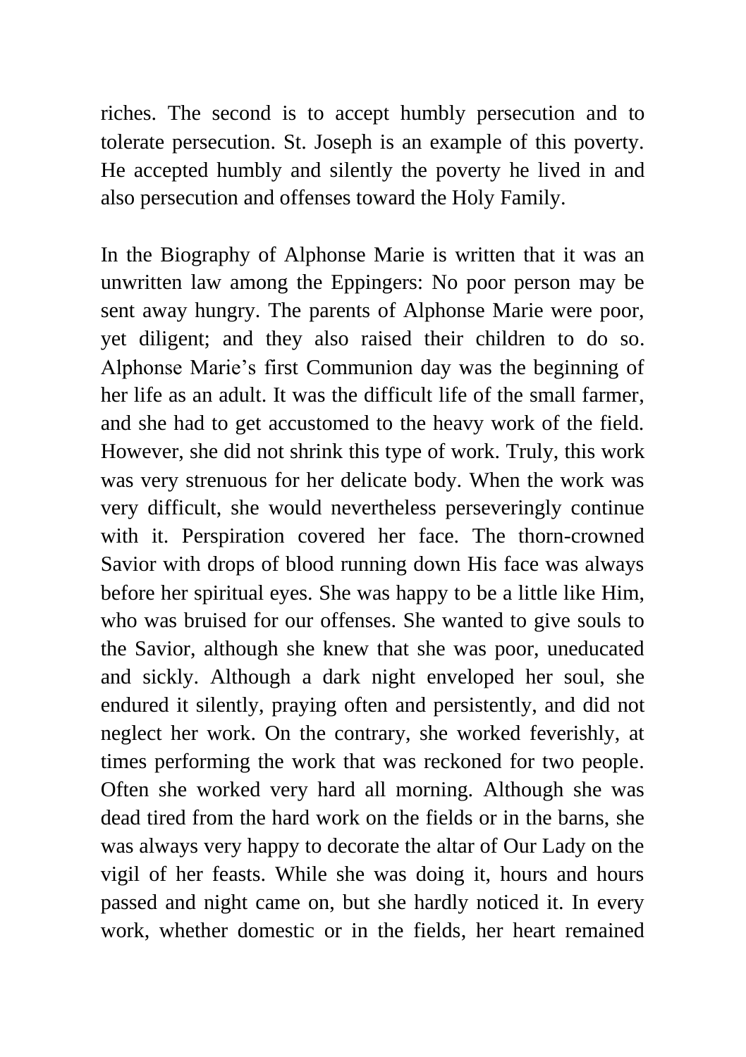riches. The second is to accept humbly persecution and to tolerate persecution. St. Joseph is an example of this poverty. He accepted humbly and silently the poverty he lived in and also persecution and offenses toward the Holy Family.

In the Biography of Alphonse Marie is written that it was an unwritten law among the Eppingers: No poor person may be sent away hungry. The parents of Alphonse Marie were poor, yet diligent; and they also raised their children to do so. Alphonse Marie's first Communion day was the beginning of her life as an adult. It was the difficult life of the small farmer, and she had to get accustomed to the heavy work of the field. However, she did not shrink this type of work. Truly, this work was very strenuous for her delicate body. When the work was very difficult, she would nevertheless perseveringly continue with it. Perspiration covered her face. The thorn-crowned Savior with drops of blood running down His face was always before her spiritual eyes. She was happy to be a little like Him, who was bruised for our offenses. She wanted to give souls to the Savior, although she knew that she was poor, uneducated and sickly. Although a dark night enveloped her soul, she endured it silently, praying often and persistently, and did not neglect her work. On the contrary, she worked feverishly, at times performing the work that was reckoned for two people. Often she worked very hard all morning. Although she was dead tired from the hard work on the fields or in the barns, she was always very happy to decorate the altar of Our Lady on the vigil of her feasts. While she was doing it, hours and hours passed and night came on, but she hardly noticed it. In every work, whether domestic or in the fields, her heart remained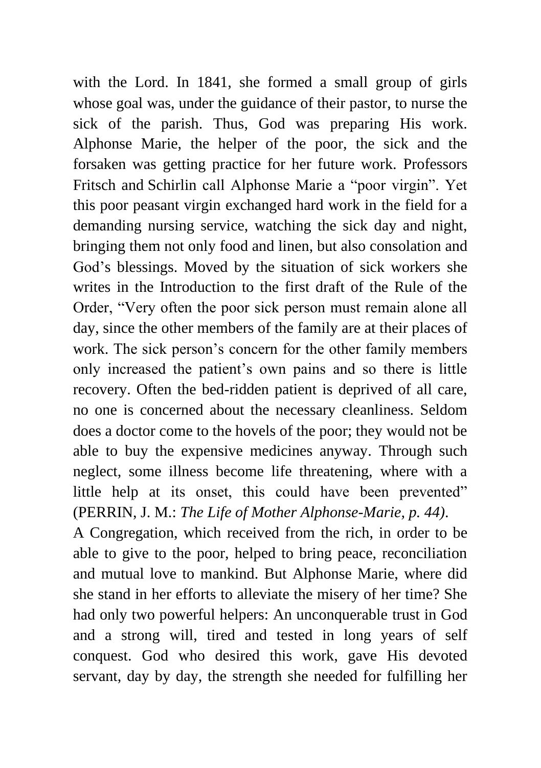with the Lord. In 1841, she formed a small group of girls whose goal was, under the guidance of their pastor, to nurse the sick of the parish. Thus, God was preparing His work. Alphonse Marie, the helper of the poor, the sick and the forsaken was getting practice for her future work. Professors Fritsch and Schirlin call Alphonse Marie a "poor virgin". Yet this poor peasant virgin exchanged hard work in the field for a demanding nursing service, watching the sick day and night, bringing them not only food and linen, but also consolation and God's blessings. Moved by the situation of sick workers she writes in the Introduction to the first draft of the Rule of the Order, "Very often the poor sick person must remain alone all day, since the other members of the family are at their places of work. The sick person's concern for the other family members only increased the patient's own pains and so there is little recovery. Often the bed-ridden patient is deprived of all care, no one is concerned about the necessary cleanliness. Seldom does a doctor come to the hovels of the poor; they would not be able to buy the expensive medicines anyway. Through such neglect, some illness become life threatening, where with a little help at its onset, this could have been prevented" (PERRIN, J. M.: *The Life of Mother Alphonse-Marie, p. 44)*.

A Congregation, which received from the rich, in order to be able to give to the poor, helped to bring peace, reconciliation and mutual love to mankind. But Alphonse Marie, where did she stand in her efforts to alleviate the misery of her time? She had only two powerful helpers: An unconquerable trust in God and a strong will, tired and tested in long years of self conquest. God who desired this work, gave His devoted servant, day by day, the strength she needed for fulfilling her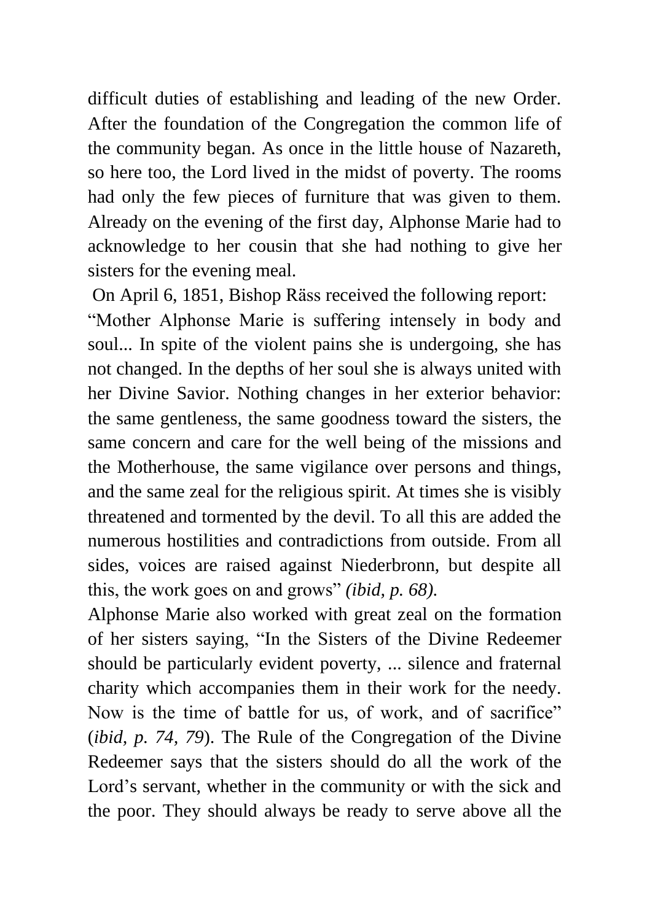difficult duties of establishing and leading of the new Order. After the foundation of the Congregation the common life of the community began. As once in the little house of Nazareth, so here too, the Lord lived in the midst of poverty. The rooms had only the few pieces of furniture that was given to them. Already on the evening of the first day, Alphonse Marie had to acknowledge to her cousin that she had nothing to give her sisters for the evening meal.

On April 6, 1851, Bishop Räss received the following report: "Mother Alphonse Marie is suffering intensely in body and soul... In spite of the violent pains she is undergoing, she has not changed. In the depths of her soul she is always united with her Divine Savior. Nothing changes in her exterior behavior: the same gentleness, the same goodness toward the sisters, the same concern and care for the well being of the missions and the Motherhouse, the same vigilance over persons and things, and the same zeal for the religious spirit. At times she is visibly threatened and tormented by the devil. To all this are added the numerous hostilities and contradictions from outside. From all sides, voices are raised against Niederbronn, but despite all this, the work goes on and grows" *(ibid, p. 68).*

Alphonse Marie also worked with great zeal on the formation of her sisters saying, "In the Sisters of the Divine Redeemer should be particularly evident poverty, ... silence and fraternal charity which accompanies them in their work for the needy. Now is the time of battle for us, of work, and of sacrifice" (*ibid, p. 74, 79*). The Rule of the Congregation of the Divine Redeemer says that the sisters should do all the work of the Lord's servant, whether in the community or with the sick and the poor. They should always be ready to serve above all the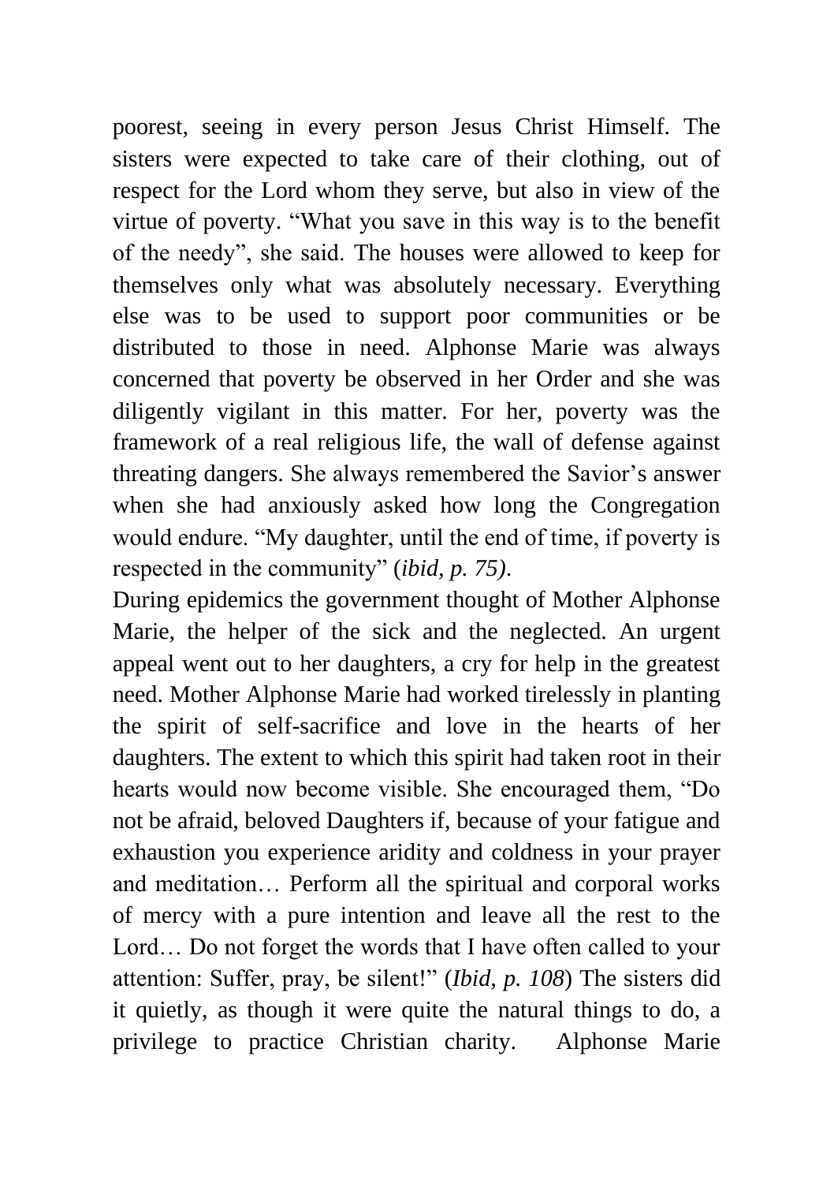poorest, seeing in every person Jesus Christ Himself. The sisters were expected to take care of their clothing, out of respect for the Lord whom they serve, but also in view of the virtue of poverty. "What you save in this way is to the benefit of the needy", she said. The houses were allowed to keep for themselves only what was absolutely necessary. Everything else was to be used to support poor communities or be distributed to those in need. Alphonse Marie was always concerned that poverty be observed in her Order and she was diligently vigilant in this matter. For her, poverty was the framework of a real religious life, the wall of defense against threating dangers. She always remembered the Savior's answer when she had anxiously asked how long the Congregation would endure. "My daughter, until the end of time, if poverty is respected in the community" (*ibid, p. 75).*

During epidemics the government thought of Mother Alphonse Marie, the helper of the sick and the neglected. An urgent appeal went out to her daughters, a cry for help in the greatest need. Mother Alphonse Marie had worked tirelessly in planting the spirit of self-sacrifice and love in the hearts of her daughters. The extent to which this spirit had taken root in their hearts would now become visible. She encouraged them, "Do not be afraid, beloved Daughters if, because of your fatigue and exhaustion you experience aridity and coldness in your prayer and meditation… Perform all the spiritual and corporal works of mercy with a pure intention and leave all the rest to the Lord… Do not forget the words that I have often called to your attention: Suffer, pray, be silent!" (*Ibid, p. 108*) The sisters did it quietly, as though it were quite the natural things to do, a privilege to practice Christian charity. Alphonse Marie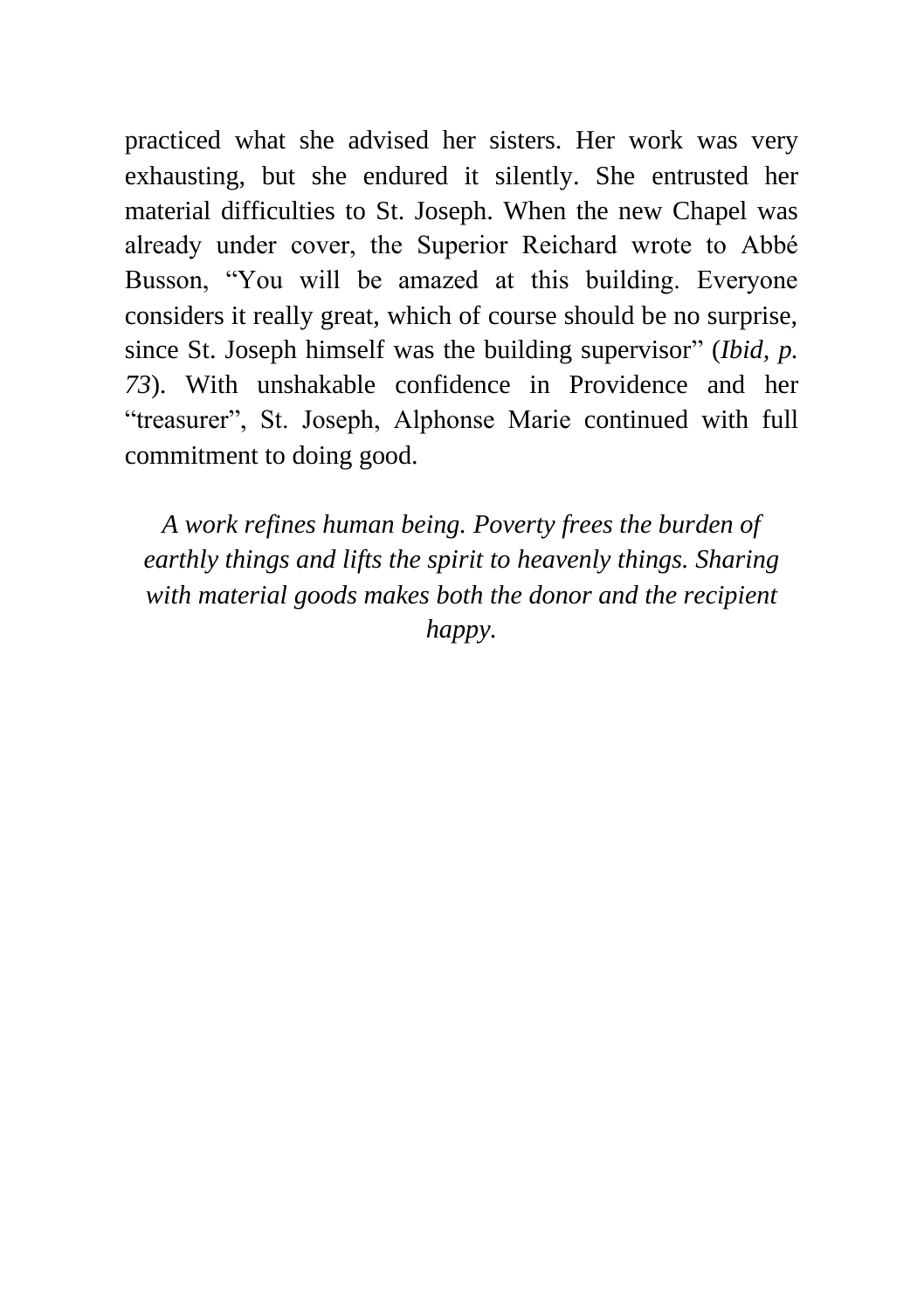practiced what she advised her sisters. Her work was very exhausting, but she endured it silently. She entrusted her material difficulties to St. Joseph. When the new Chapel was already under cover, the Superior Reichard wrote to Abbé Busson, "You will be amazed at this building. Everyone considers it really great, which of course should be no surprise, since St. Joseph himself was the building supervisor" (*Ibid, p. 73*). With unshakable confidence in Providence and her "treasurer", St. Joseph, Alphonse Marie continued with full commitment to doing good.

*A work refines human being. Poverty frees the burden of earthly things and lifts the spirit to heavenly things. Sharing with material goods makes both the donor and the recipient happy.*